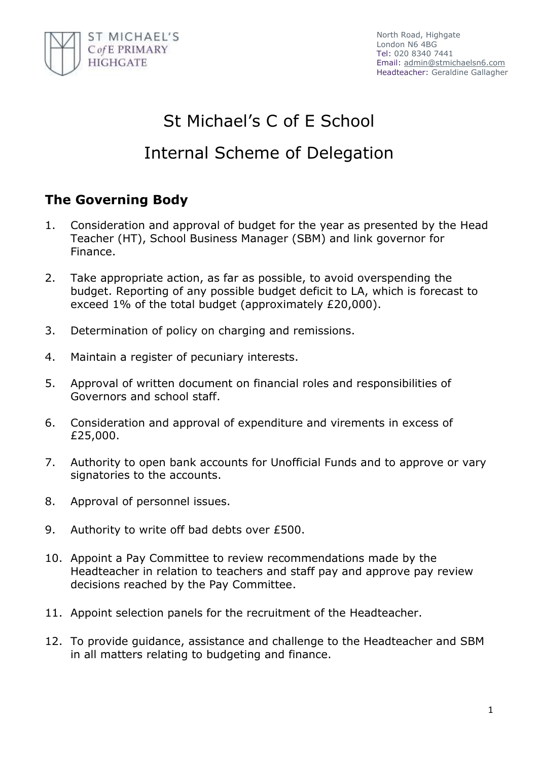North Road, Highgate
London N6 4BG
Tel: 020 8340 7441
Email: admin@stmichaelsn6.com
Headteacher: Geraldine Gallagher

# St Michael's C of E School

# Internal Scheme of Delegation

## The Governing Body

1. Consideration and approval of budget for the year as presented by the Head Teacher (HT), School Business Manager (SBM) and link governor for Finance.

2. Take appropriate action, as far as possible, to avoid overspending the budget. Reporting of any possible budget deficit to LA, which is forecast to exceed 1% of the total budget (approximately £20,000).

3. Determination of policy on charging and remissions.

4. Maintain a register of pecuniary interests.

5. Approval of written document on financial roles and responsibilities of Governors and school staff.

6. Consideration and approval of expenditure and virements in excess of £25,000.

7. Authority to open bank accounts for Unofficial Funds and to approve or vary signatories to the accounts.

8. Approval of personnel issues.

9. Authority to write off bad debts over £500.

10. Appoint a Pay Committee to review recommendations made by the Headteacher in relation to teachers and staff pay and approve pay review decisions reached by the Pay Committee.

11. Appoint selection panels for the recruitment of the Headteacher.

12. To provide guidance, assistance and challenge to the Headteacher and SBM in all matters relating to budgeting and finance.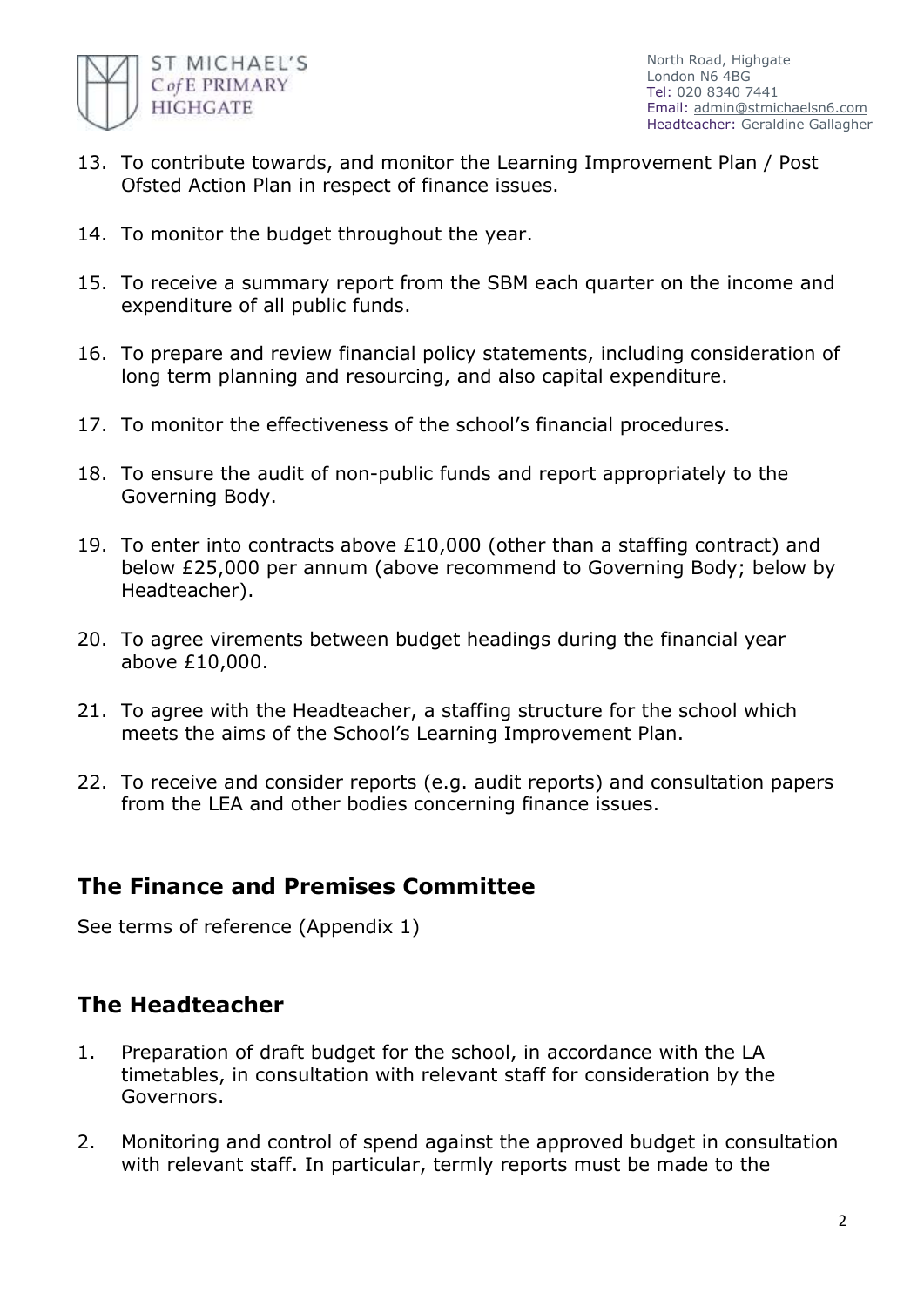13. To contribute towards, and monitor the Learning Improvement Plan / Post Ofsted Action Plan in respect of finance issues.

14. To monitor the budget throughout the year.

15. To receive a summary report from the SBM each quarter on the income and expenditure of all public funds.

16. To prepare and review financial policy statements, including consideration of long term planning and resourcing, and also capital expenditure.

17. To monitor the effectiveness of the school's financial procedures.

18. To ensure the audit of non-public funds and report appropriately to the Governing Body.

19. To enter into contracts above £10,000 (other than a staffing contract) and below £25,000 per annum (above recommend to Governing Body; below by Headteacher).

20. To agree virements between budget headings during the financial year above £10,000.

21. To agree with the Headteacher, a staffing structure for the school which meets the aims of the School's Learning Improvement Plan.

22. To receive and consider reports (e.g. audit reports) and consultation papers from the LEA and other bodies concerning finance issues.

## The Finance and Premises Committee

See terms of reference (Appendix 1)

## The Headteacher

1. Preparation of draft budget for the school, in accordance with the LA timetables, in consultation with relevant staff for consideration by the Governors.

2. Monitoring and control of spend against the approved budget in consultation with relevant staff. In particular, termly reports must be made to the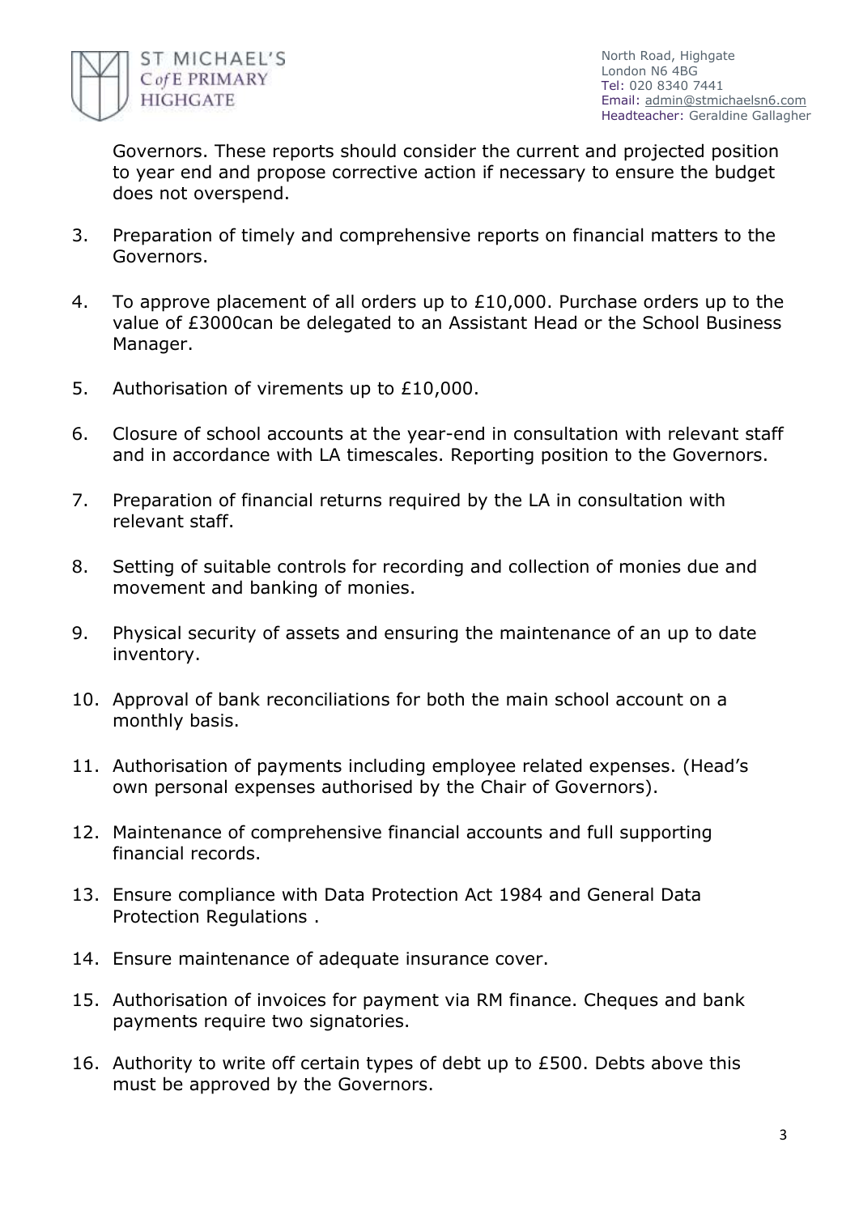Governors. These reports should consider the current and projected position to year end and propose corrective action if necessary to ensure the budget does not overspend.

3. Preparation of timely and comprehensive reports on financial matters to the Governors.

4. To approve placement of all orders up to £10,000. Purchase orders up to the value of £3000can be delegated to an Assistant Head or the School Business Manager.

5. Authorisation of virements up to £10,000.

6. Closure of school accounts at the year-end in consultation with relevant staff and in accordance with LA timescales. Reporting position to the Governors.

7. Preparation of financial returns required by the LA in consultation with relevant staff.

8. Setting of suitable controls for recording and collection of monies due and movement and banking of monies.

9. Physical security of assets and ensuring the maintenance of an up to date inventory.

10. Approval of bank reconciliations for both the main school account on a monthly basis.

11. Authorisation of payments including employee related expenses. (Head's own personal expenses authorised by the Chair of Governors).

12. Maintenance of comprehensive financial accounts and full supporting financial records.

13. Ensure compliance with Data Protection Act 1984 and General Data Protection Regulations .

14. Ensure maintenance of adequate insurance cover.

15. Authorisation of invoices for payment via RM finance. Cheques and bank payments require two signatories.

16. Authority to write off certain types of debt up to £500. Debts above this must be approved by the Governors.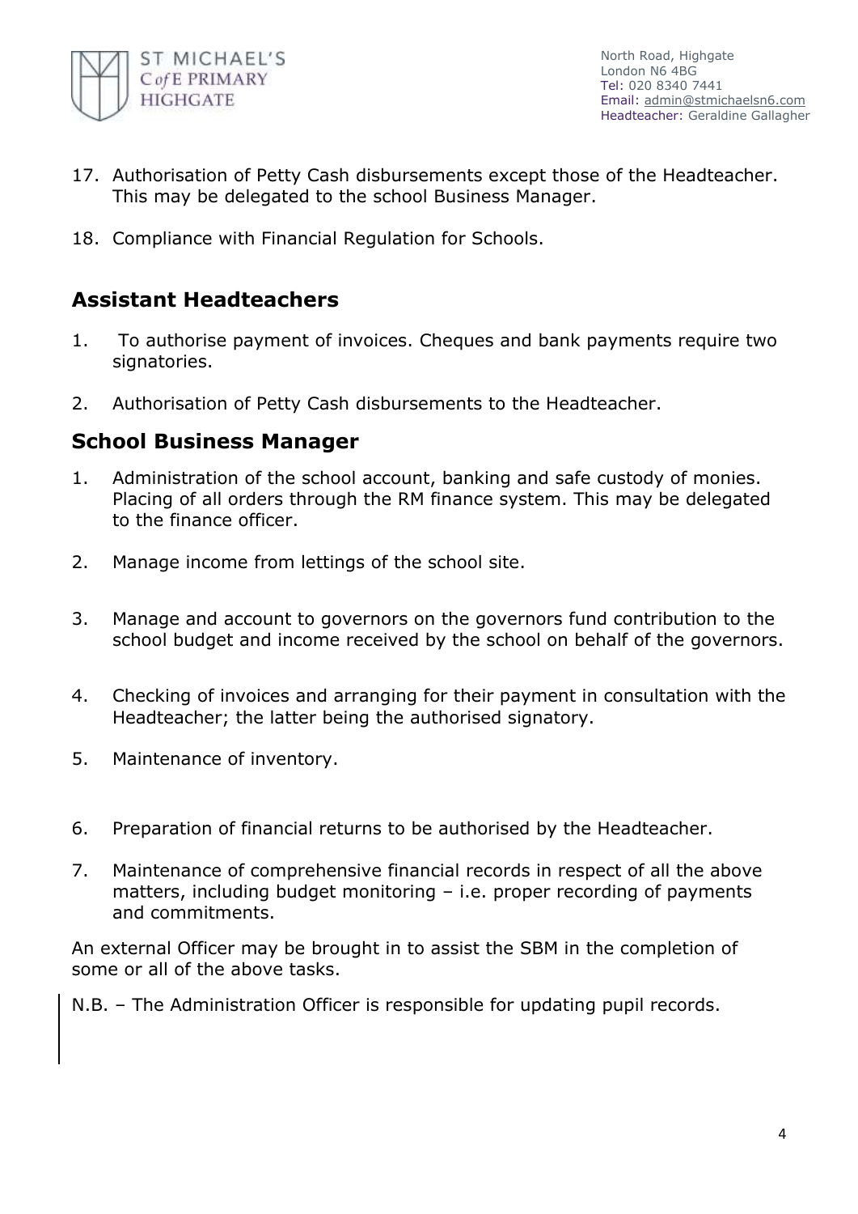17. Authorisation of Petty Cash disbursements except those of the Headteacher. This may be delegated to the school Business Manager.

18. Compliance with Financial Regulation for Schools.

## Assistant Headteachers

1. To authorise payment of invoices. Cheques and bank payments require two signatories.

2. Authorisation of Petty Cash disbursements to the Headteacher.

## School Business Manager

1. Administration of the school account, banking and safe custody of monies. Placing of all orders through the RM finance system. This may be delegated to the finance officer.

2. Manage income from lettings of the school site.

3. Manage and account to governors on the governors fund contribution to the school budget and income received by the school on behalf of the governors.

4. Checking of invoices and arranging for their payment in consultation with the Headteacher; the latter being the authorised signatory.

5. Maintenance of inventory.

6. Preparation of financial returns to be authorised by the Headteacher.

7. Maintenance of comprehensive financial records in respect of all the above matters, including budget monitoring – i.e. proper recording of payments and commitments.

An external Officer may be brought in to assist the SBM in the completion of some or all of the above tasks.

N.B. – The Administration Officer is responsible for updating pupil records.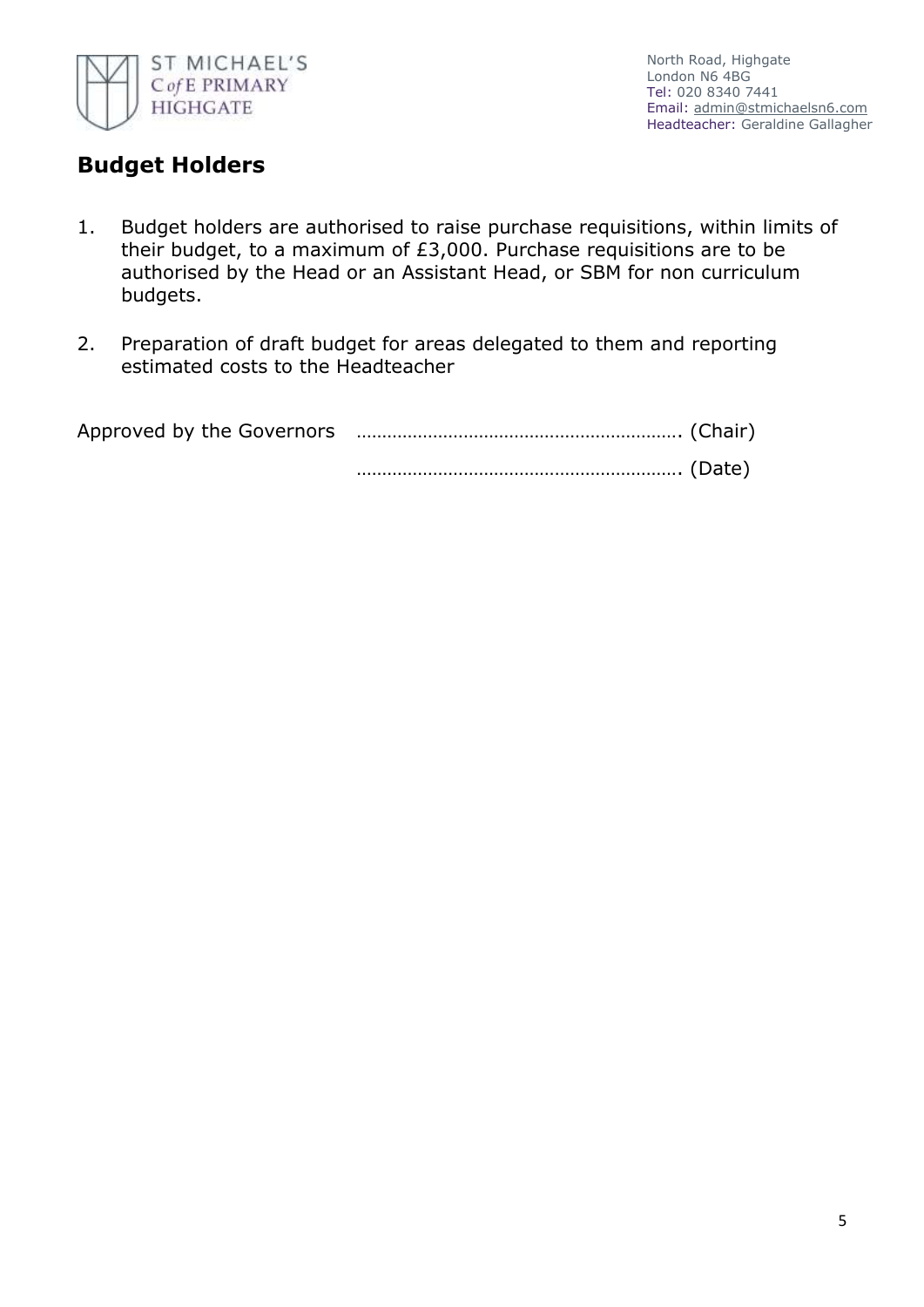## Budget Holders

1. Budget holders are authorised to raise purchase requisitions, within limits of their budget, to a maximum of £3,000. Purchase requisitions are to be authorised by the Head or an Assistant Head, or SBM for non curriculum budgets.

2. Preparation of draft budget for areas delegated to them and reporting estimated costs to the Headteacher

Approved by the Governors ………………………………………………………. (Chair)

………………………………………………………. (Date)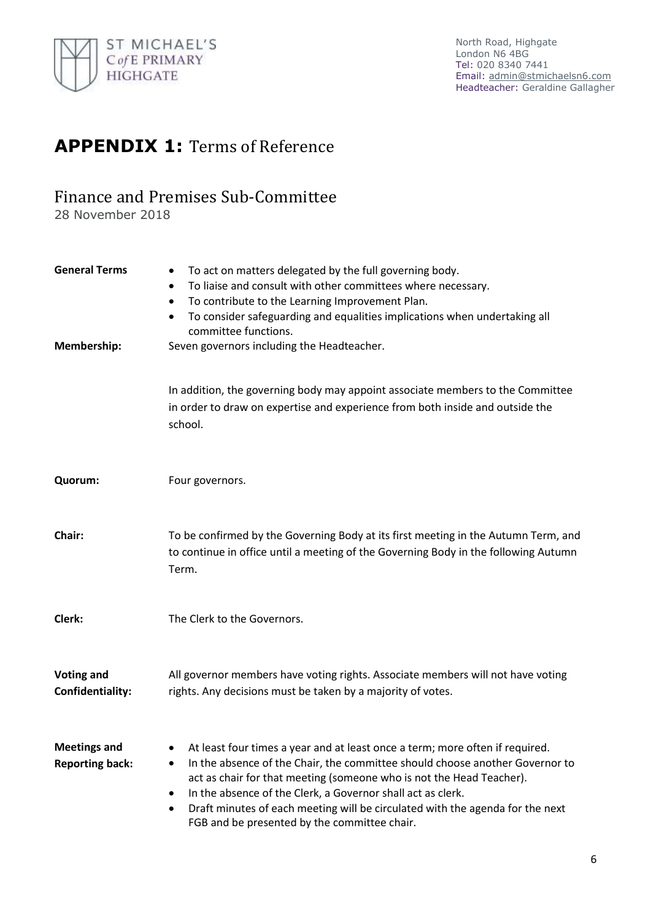ST MICHAEL'S C of E PRIMARY HIGHGATE

North Road, Highgate
London N6 4BG
Tel: 020 8340 7441
Email: admin@stmichaelsn6.com
Headteacher: Geraldine Gallagher

# APPENDIX 1: Terms of Reference

## Finance and Premises Sub-Committee

28 November 2018

| | |
|---|---|
| **General Terms** | • To act on matters delegated by the full governing body.<br>• To liaise and consult with other committees where necessary.<br>• To contribute to the Learning Improvement Plan.<br>• To consider safeguarding and equalities implications when undertaking all committee functions. |
| **Membership:** | Seven governors including the Headteacher.<br><br>In addition, the governing body may appoint associate members to the Committee in order to draw on expertise and experience from both inside and outside the school. |
| **Quorum:** | Four governors. |
| **Chair:** | To be confirmed by the Governing Body at its first meeting in the Autumn Term, and to continue in office until a meeting of the Governing Body in the following Autumn Term. |
| **Clerk:** | The Clerk to the Governors. |
| **Voting and Confidentiality:** | All governor members have voting rights. Associate members will not have voting rights. Any decisions must be taken by a majority of votes. |
| **Meetings and Reporting back:** | • At least four times a year and at least once a term; more often if required.<br>• In the absence of the Chair, the committee should choose another Governor to act as chair for that meeting (someone who is not the Head Teacher).<br>• In the absence of the Clerk, a Governor shall act as clerk.<br>• Draft minutes of each meeting will be circulated with the agenda for the next FGB and be presented by the committee chair. |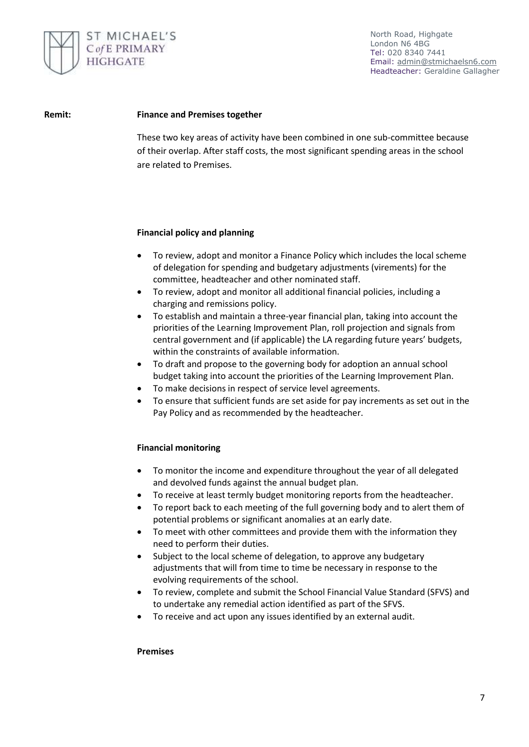**Remit:** **Finance and Premises together**

These two key areas of activity have been combined in one sub-committee because of their overlap. After staff costs, the most significant spending areas in the school are related to Premises.

**Financial policy and planning**

- To review, adopt and monitor a Finance Policy which includes the local scheme of delegation for spending and budgetary adjustments (virements) for the committee, headteacher and other nominated staff.
- To review, adopt and monitor all additional financial policies, including a charging and remissions policy.
- To establish and maintain a three-year financial plan, taking into account the priorities of the Learning Improvement Plan, roll projection and signals from central government and (if applicable) the LA regarding future years' budgets, within the constraints of available information.
- To draft and propose to the governing body for adoption an annual school budget taking into account the priorities of the Learning Improvement Plan.
- To make decisions in respect of service level agreements.
- To ensure that sufficient funds are set aside for pay increments as set out in the Pay Policy and as recommended by the headteacher.

**Financial monitoring**

- To monitor the income and expenditure throughout the year of all delegated and devolved funds against the annual budget plan.
- To receive at least termly budget monitoring reports from the headteacher.
- To report back to each meeting of the full governing body and to alert them of potential problems or significant anomalies at an early date.
- To meet with other committees and provide them with the information they need to perform their duties.
- Subject to the local scheme of delegation, to approve any budgetary adjustments that will from time to time be necessary in response to the evolving requirements of the school.
- To review, complete and submit the School Financial Value Standard (SFVS) and to undertake any remedial action identified as part of the SFVS.
- To receive and act upon any issues identified by an external audit.

**Premises**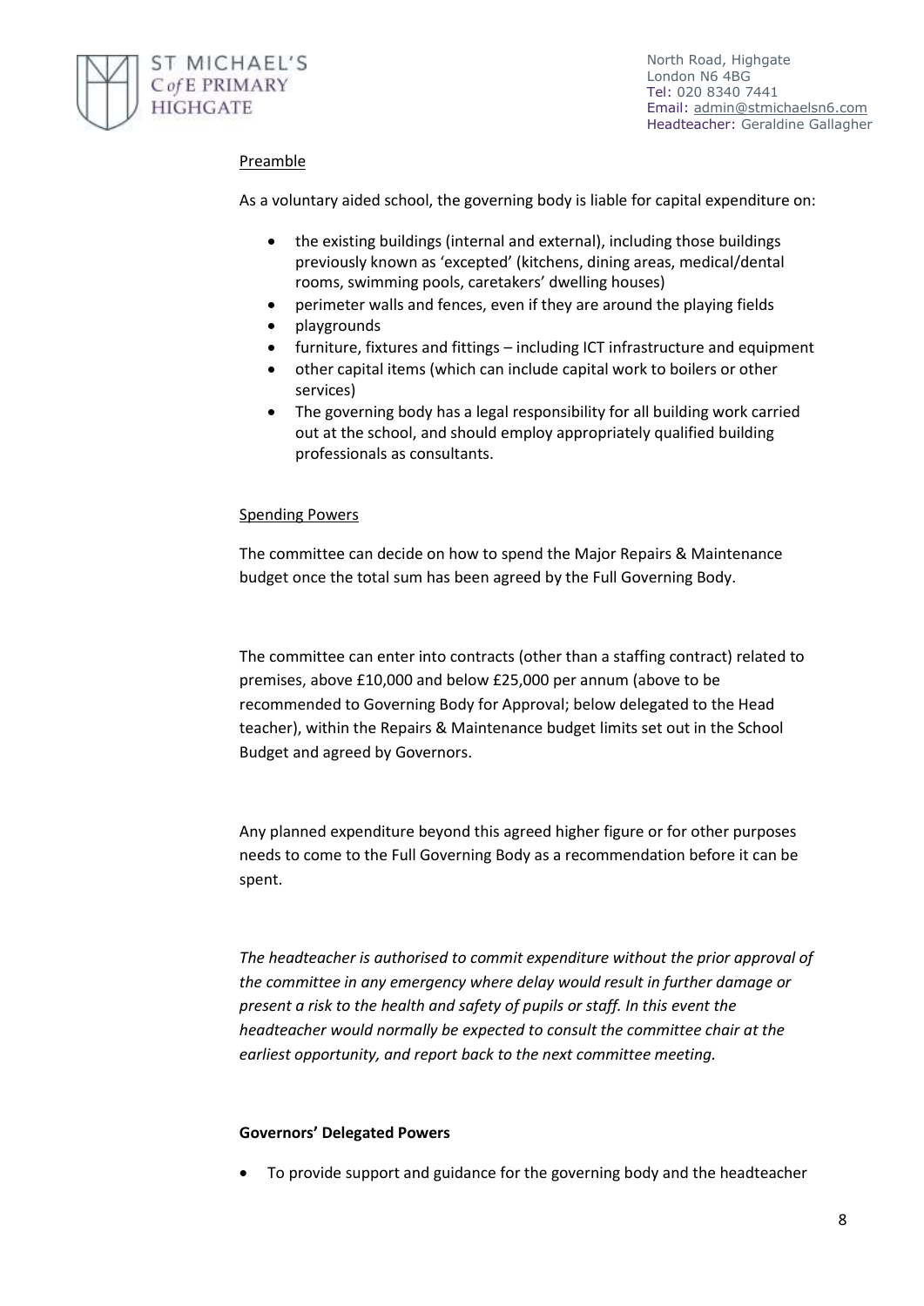ST MICHAEL'S C of E PRIMARY HIGHGATE

North Road, Highgate
London N6 4BG
Tel: 020 8340 7441
Email: admin@stmichaelsn6.com
Headteacher: Geraldine Gallagher

Preamble

As a voluntary aided school, the governing body is liable for capital expenditure on:

- the existing buildings (internal and external), including those buildings previously known as 'excepted' (kitchens, dining areas, medical/dental rooms, swimming pools, caretakers' dwelling houses)
- perimeter walls and fences, even if they are around the playing fields
- playgrounds
- furniture, fixtures and fittings – including ICT infrastructure and equipment
- other capital items (which can include capital work to boilers or other services)
- The governing body has a legal responsibility for all building work carried out at the school, and should employ appropriately qualified building professionals as consultants.

Spending Powers

The committee can decide on how to spend the Major Repairs & Maintenance budget once the total sum has been agreed by the Full Governing Body.

The committee can enter into contracts (other than a staffing contract) related to premises, above £10,000 and below £25,000 per annum (above to be recommended to Governing Body for Approval; below delegated to the Head teacher), within the Repairs & Maintenance budget limits set out in the School Budget and agreed by Governors.

Any planned expenditure beyond this agreed higher figure or for other purposes needs to come to the Full Governing Body as a recommendation before it can be spent.

*The headteacher is authorised to commit expenditure without the prior approval of the committee in any emergency where delay would result in further damage or present a risk to the health and safety of pupils or staff. In this event the headteacher would normally be expected to consult the committee chair at the earliest opportunity, and report back to the next committee meeting.*

**Governors' Delegated Powers**

- To provide support and guidance for the governing body and the headteacher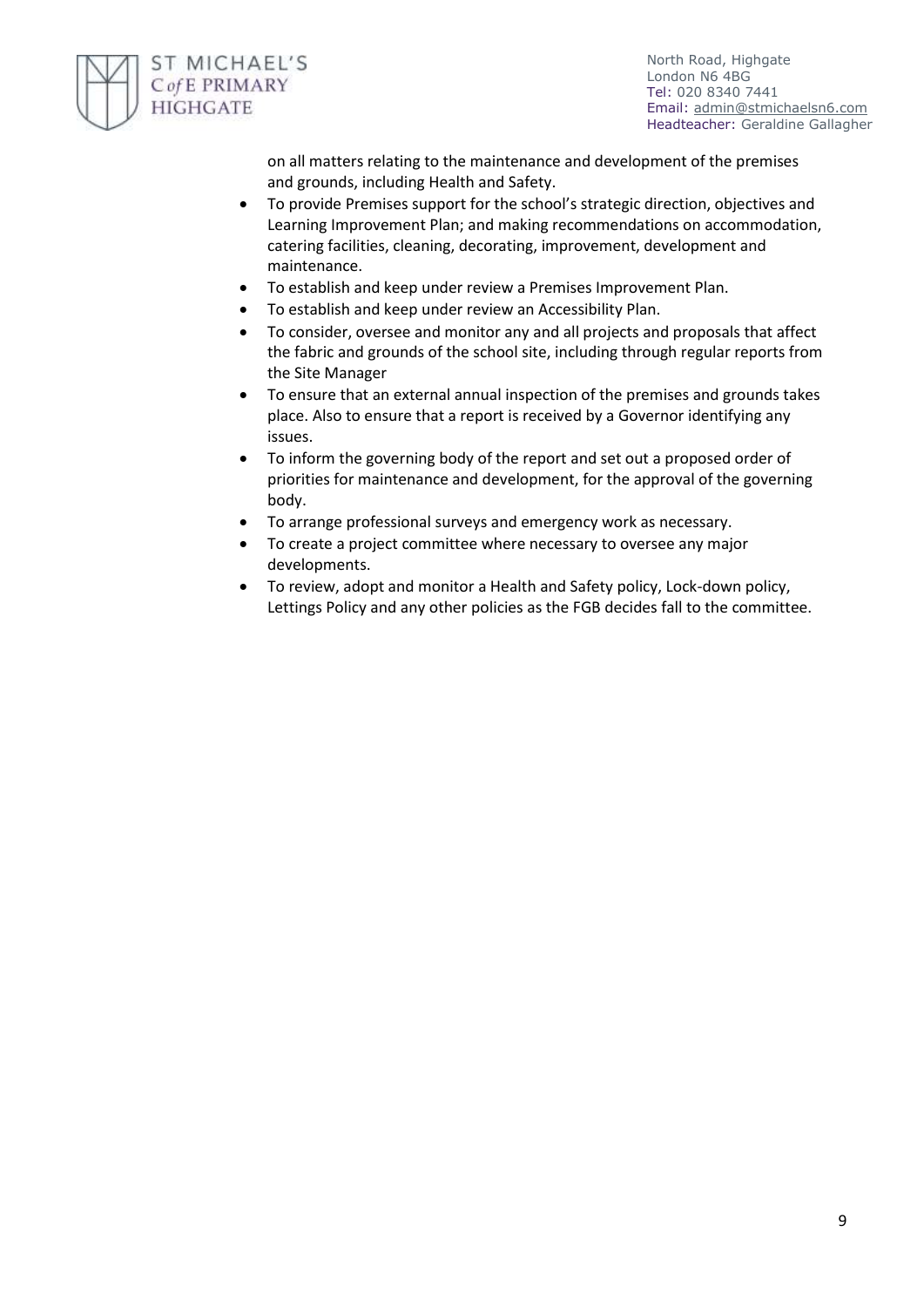on all matters relating to the maintenance and development of the premises and grounds, including Health and Safety.

- To provide Premises support for the school's strategic direction, objectives and Learning Improvement Plan; and making recommendations on accommodation, catering facilities, cleaning, decorating, improvement, development and maintenance.
- To establish and keep under review a Premises Improvement Plan.
- To establish and keep under review an Accessibility Plan.
- To consider, oversee and monitor any and all projects and proposals that affect the fabric and grounds of the school site, including through regular reports from the Site Manager
- To ensure that an external annual inspection of the premises and grounds takes place. Also to ensure that a report is received by a Governor identifying any issues.
- To inform the governing body of the report and set out a proposed order of priorities for maintenance and development, for the approval of the governing body.
- To arrange professional surveys and emergency work as necessary.
- To create a project committee where necessary to oversee any major developments.
- To review, adopt and monitor a Health and Safety policy, Lock-down policy, Lettings Policy and any other policies as the FGB decides fall to the committee.